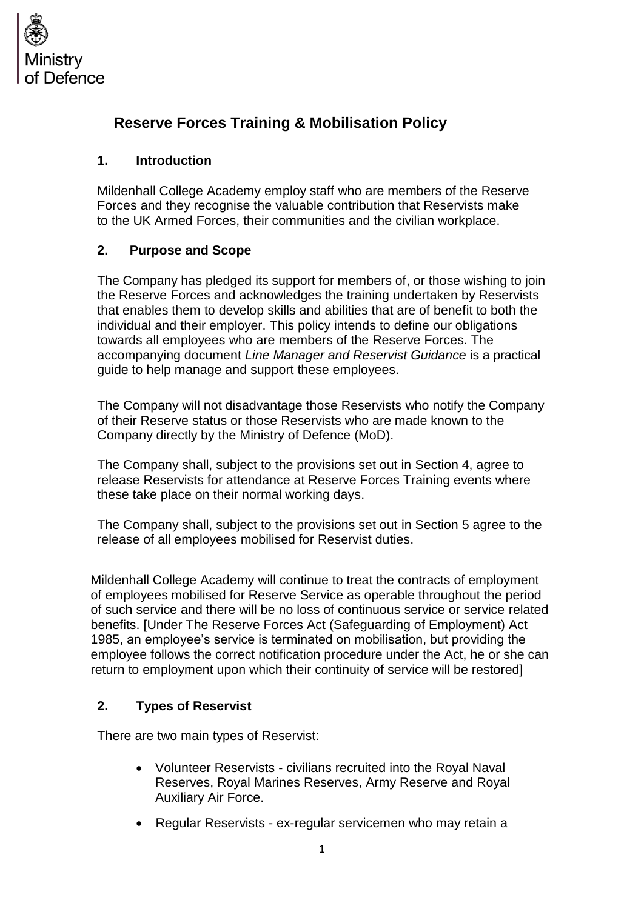Ministry of Defence

# Reserve Forces Training & Mobilisation Policy

## 1. Introduction

Mildenhall College Academy employ staff who are members of the Reserve Forces and they recognise the valuable contribution that Reservists make to the UK Armed Forces, their communities and the civilian workplace.

## 2. Purpose and Scope

The Company has pledged its support for members of, or those wishing to join the Reserve Forces and acknowledges the training undertaken by Reservists that enables them to develop skills and abilities that are of benefit to both the individual and their employer. This policy intends to define our obligations towards all employees who are members of the Reserve Forces. The accompanying document *Line Manager and Reservist Guidance* is a practical guide to help manage and support these employees.

The Company will not disadvantage those Reservists who notify the Company of their Reserve status or those Reservists who are made known to the Company directly by the Ministry of Defence (MoD).

The Company shall, subject to the provisions set out in Section 4, agree to release Reservists for attendance at Reserve Forces Training events where these take place on their normal working days.

The Company shall, subject to the provisions set out in Section 5 agree to the release of all employees mobilised for Reservist duties.

Mildenhall College Academy will continue to treat the contracts of employment of employees mobilised for Reserve Service as operable throughout the period of such service and there will be no loss of continuous service or service related benefits. [Under The Reserve Forces Act (Safeguarding of Employment) Act 1985, an employee's service is terminated on mobilisation, but providing the employee follows the correct notification procedure under the Act, he or she can return to employment upon which their continuity of service will be restored]

## 2. Types of Reservist

There are two main types of Reservist:

- Volunteer Reservists - civilians recruited into the Royal Naval Reserves, Royal Marines Reserves, Army Reserve and Royal Auxiliary Air Force.
- Regular Reservists - ex-regular servicemen who may retain a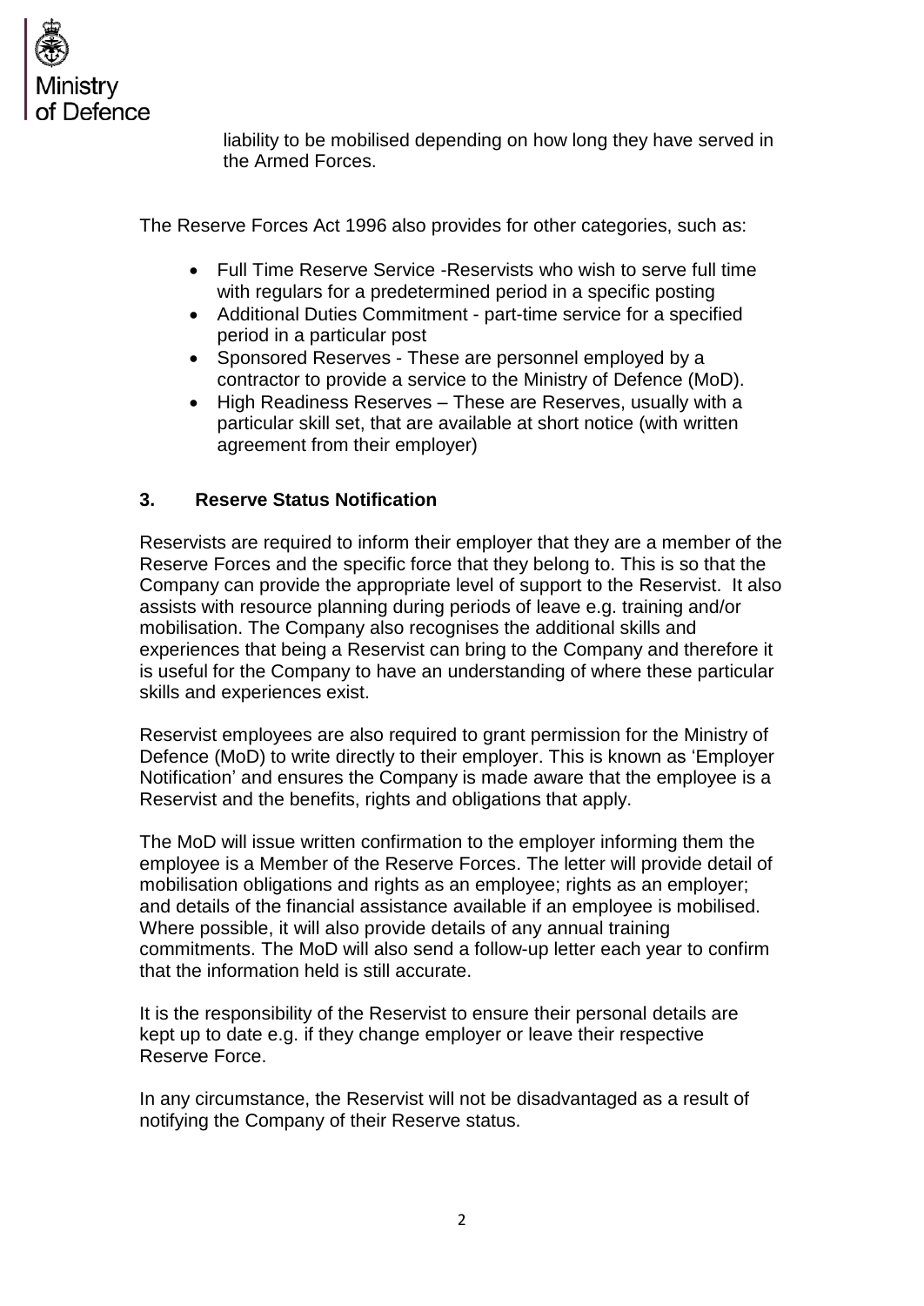liability to be mobilised depending on how long they have served in the Armed Forces.

The Reserve Forces Act 1996 also provides for other categories, such as:

- Full Time Reserve Service -Reservists who wish to serve full time with regulars for a predetermined period in a specific posting
- Additional Duties Commitment - part-time service for a specified period in a particular post
- Sponsored Reserves - These are personnel employed by a contractor to provide a service to the Ministry of Defence (MoD).
- High Readiness Reserves – These are Reserves, usually with a particular skill set, that are available at short notice (with written agreement from their employer)

## 3. Reserve Status Notification

Reservists are required to inform their employer that they are a member of the Reserve Forces and the specific force that they belong to. This is so that the Company can provide the appropriate level of support to the Reservist. It also assists with resource planning during periods of leave e.g. training and/or mobilisation. The Company also recognises the additional skills and experiences that being a Reservist can bring to the Company and therefore it is useful for the Company to have an understanding of where these particular skills and experiences exist.

Reservist employees are also required to grant permission for the Ministry of Defence (MoD) to write directly to their employer. This is known as 'Employer Notification' and ensures the Company is made aware that the employee is a Reservist and the benefits, rights and obligations that apply.

The MoD will issue written confirmation to the employer informing them the employee is a Member of the Reserve Forces. The letter will provide detail of mobilisation obligations and rights as an employee; rights as an employer; and details of the financial assistance available if an employee is mobilised. Where possible, it will also provide details of any annual training commitments. The MoD will also send a follow-up letter each year to confirm that the information held is still accurate.

It is the responsibility of the Reservist to ensure their personal details are kept up to date e.g. if they change employer or leave their respective Reserve Force.

In any circumstance, the Reservist will not be disadvantaged as a result of notifying the Company of their Reserve status.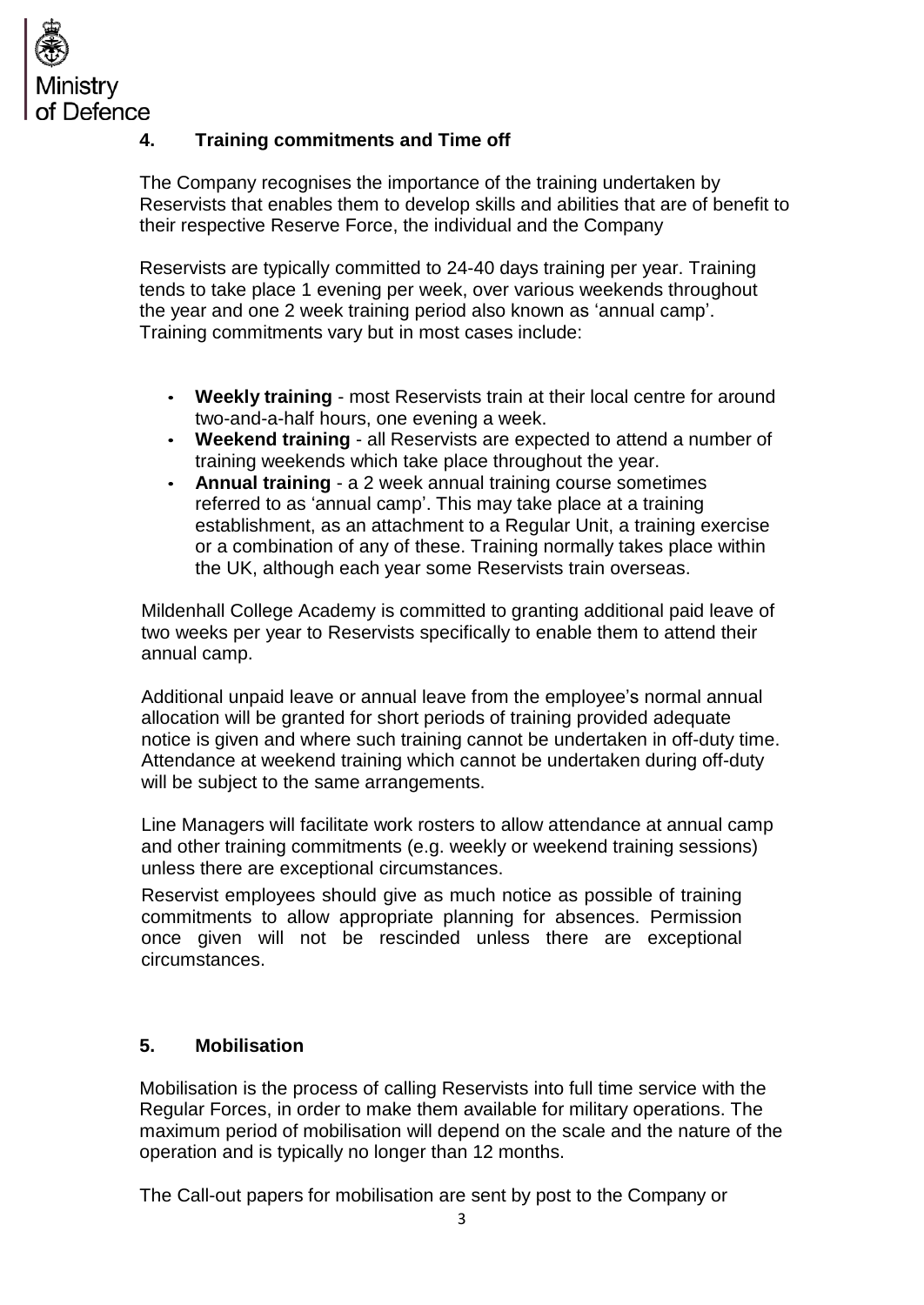## 4. Training commitments and Time off

The Company recognises the importance of the training undertaken by Reservists that enables them to develop skills and abilities that are of benefit to their respective Reserve Force, the individual and the Company

Reservists are typically committed to 24-40 days training per year. Training tends to take place 1 evening per week, over various weekends throughout the year and one 2 week training period also known as 'annual camp'. Training commitments vary but in most cases include:

- **Weekly training** - most Reservists train at their local centre for around two-and-a-half hours, one evening a week.
- **Weekend training** - all Reservists are expected to attend a number of training weekends which take place throughout the year.
- **Annual training** - a 2 week annual training course sometimes referred to as 'annual camp'. This may take place at a training establishment, as an attachment to a Regular Unit, a training exercise or a combination of any of these. Training normally takes place within the UK, although each year some Reservists train overseas.

Mildenhall College Academy is committed to granting additional paid leave of two weeks per year to Reservists specifically to enable them to attend their annual camp.

Additional unpaid leave or annual leave from the employee's normal annual allocation will be granted for short periods of training provided adequate notice is given and where such training cannot be undertaken in off-duty time. Attendance at weekend training which cannot be undertaken during off-duty will be subject to the same arrangements.

Line Managers will facilitate work rosters to allow attendance at annual camp and other training commitments (e.g. weekly or weekend training sessions) unless there are exceptional circumstances.

Reservist employees should give as much notice as possible of training commitments to allow appropriate planning for absences. Permission once given will not be rescinded unless there are exceptional circumstances.

## 5. Mobilisation

Mobilisation is the process of calling Reservists into full time service with the Regular Forces, in order to make them available for military operations. The maximum period of mobilisation will depend on the scale and the nature of the operation and is typically no longer than 12 months.

The Call-out papers for mobilisation are sent by post to the Company or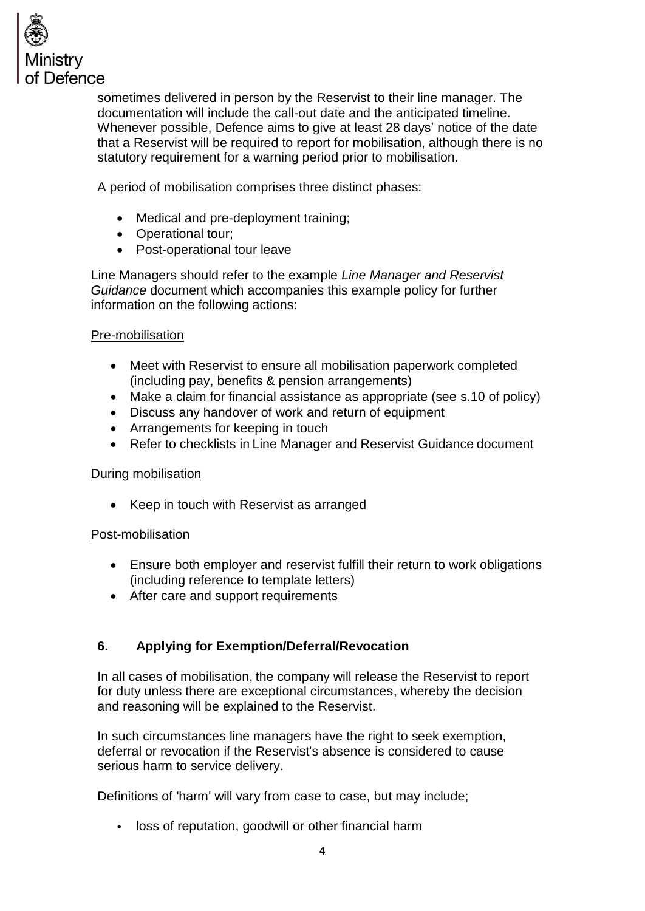sometimes delivered in person by the Reservist to their line manager. The documentation will include the call-out date and the anticipated timeline. Whenever possible, Defence aims to give at least 28 days' notice of the date that a Reservist will be required to report for mobilisation, although there is no statutory requirement for a warning period prior to mobilisation.

A period of mobilisation comprises three distinct phases:

- Medical and pre-deployment training;
- Operational tour;
- Post-operational tour leave

Line Managers should refer to the example *Line Manager and Reservist Guidance* document which accompanies this example policy for further information on the following actions:

Pre-mobilisation

- Meet with Reservist to ensure all mobilisation paperwork completed (including pay, benefits & pension arrangements)
- Make a claim for financial assistance as appropriate (see s.10 of policy)
- Discuss any handover of work and return of equipment
- Arrangements for keeping in touch
- Refer to checklists in Line Manager and Reservist Guidance document

During mobilisation

- Keep in touch with Reservist as arranged

Post-mobilisation

- Ensure both employer and reservist fulfill their return to work obligations (including reference to template letters)
- After care and support requirements

## 6. Applying for Exemption/Deferral/Revocation

In all cases of mobilisation, the company will release the Reservist to report for duty unless there are exceptional circumstances, whereby the decision and reasoning will be explained to the Reservist.

In such circumstances line managers have the right to seek exemption, deferral or revocation if the Reservist's absence is considered to cause serious harm to service delivery.

Definitions of 'harm' will vary from case to case, but may include;

- loss of reputation, goodwill or other financial harm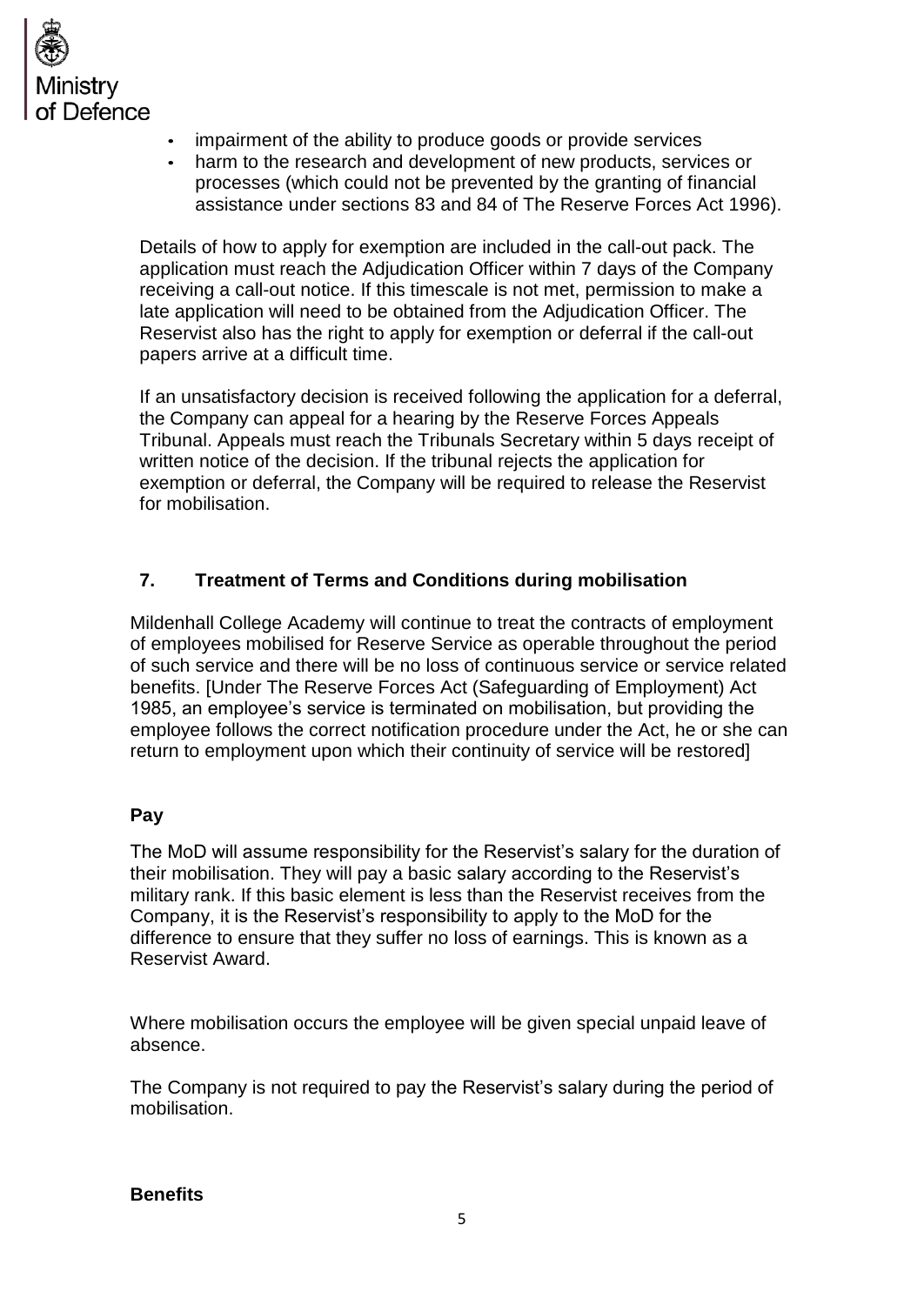- impairment of the ability to produce goods or provide services
- harm to the research and development of new products, services or processes (which could not be prevented by the granting of financial assistance under sections 83 and 84 of The Reserve Forces Act 1996).

Details of how to apply for exemption are included in the call-out pack. The application must reach the Adjudication Officer within 7 days of the Company receiving a call-out notice. If this timescale is not met, permission to make a late application will need to be obtained from the Adjudication Officer. The Reservist also has the right to apply for exemption or deferral if the call-out papers arrive at a difficult time.

If an unsatisfactory decision is received following the application for a deferral, the Company can appeal for a hearing by the Reserve Forces Appeals Tribunal. Appeals must reach the Tribunals Secretary within 5 days receipt of written notice of the decision. If the tribunal rejects the application for exemption or deferral, the Company will be required to release the Reservist for mobilisation.

## 7. Treatment of Terms and Conditions during mobilisation

Mildenhall College Academy will continue to treat the contracts of employment of employees mobilised for Reserve Service as operable throughout the period of such service and there will be no loss of continuous service or service related benefits. [Under The Reserve Forces Act (Safeguarding of Employment) Act 1985, an employee's service is terminated on mobilisation, but providing the employee follows the correct notification procedure under the Act, he or she can return to employment upon which their continuity of service will be restored]

### Pay

The MoD will assume responsibility for the Reservist's salary for the duration of their mobilisation. They will pay a basic salary according to the Reservist's military rank. If this basic element is less than the Reservist receives from the Company, it is the Reservist's responsibility to apply to the MoD for the difference to ensure that they suffer no loss of earnings. This is known as a Reservist Award.

Where mobilisation occurs the employee will be given special unpaid leave of absence.

The Company is not required to pay the Reservist's salary during the period of mobilisation.

### Benefits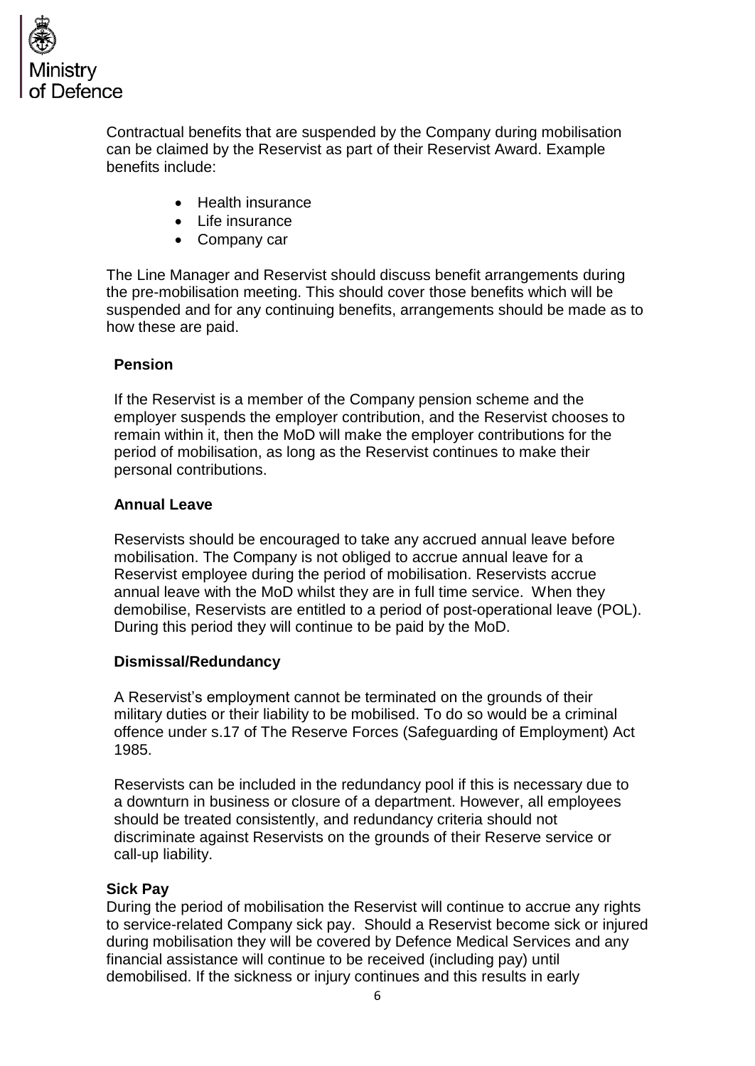Contractual benefits that are suspended by the Company during mobilisation can be claimed by the Reservist as part of their Reservist Award. Example benefits include:

- Health insurance
- Life insurance
- Company car

The Line Manager and Reservist should discuss benefit arrangements during the pre-mobilisation meeting. This should cover those benefits which will be suspended and for any continuing benefits, arrangements should be made as to how these are paid.

**Pension**

If the Reservist is a member of the Company pension scheme and the employer suspends the employer contribution, and the Reservist chooses to remain within it, then the MoD will make the employer contributions for the period of mobilisation, as long as the Reservist continues to make their personal contributions.

**Annual Leave**

Reservists should be encouraged to take any accrued annual leave before mobilisation. The Company is not obliged to accrue annual leave for a Reservist employee during the period of mobilisation. Reservists accrue annual leave with the MoD whilst they are in full time service. When they demobilise, Reservists are entitled to a period of post-operational leave (POL). During this period they will continue to be paid by the MoD.

**Dismissal/Redundancy**

A Reservist's employment cannot be terminated on the grounds of their military duties or their liability to be mobilised. To do so would be a criminal offence under s.17 of The Reserve Forces (Safeguarding of Employment) Act 1985.

Reservists can be included in the redundancy pool if this is necessary due to a downturn in business or closure of a department. However, all employees should be treated consistently, and redundancy criteria should not discriminate against Reservists on the grounds of their Reserve service or call-up liability.

**Sick Pay**

During the period of mobilisation the Reservist will continue to accrue any rights to service-related Company sick pay. Should a Reservist become sick or injured during mobilisation they will be covered by Defence Medical Services and any financial assistance will continue to be received (including pay) until demobilised. If the sickness or injury continues and this results in early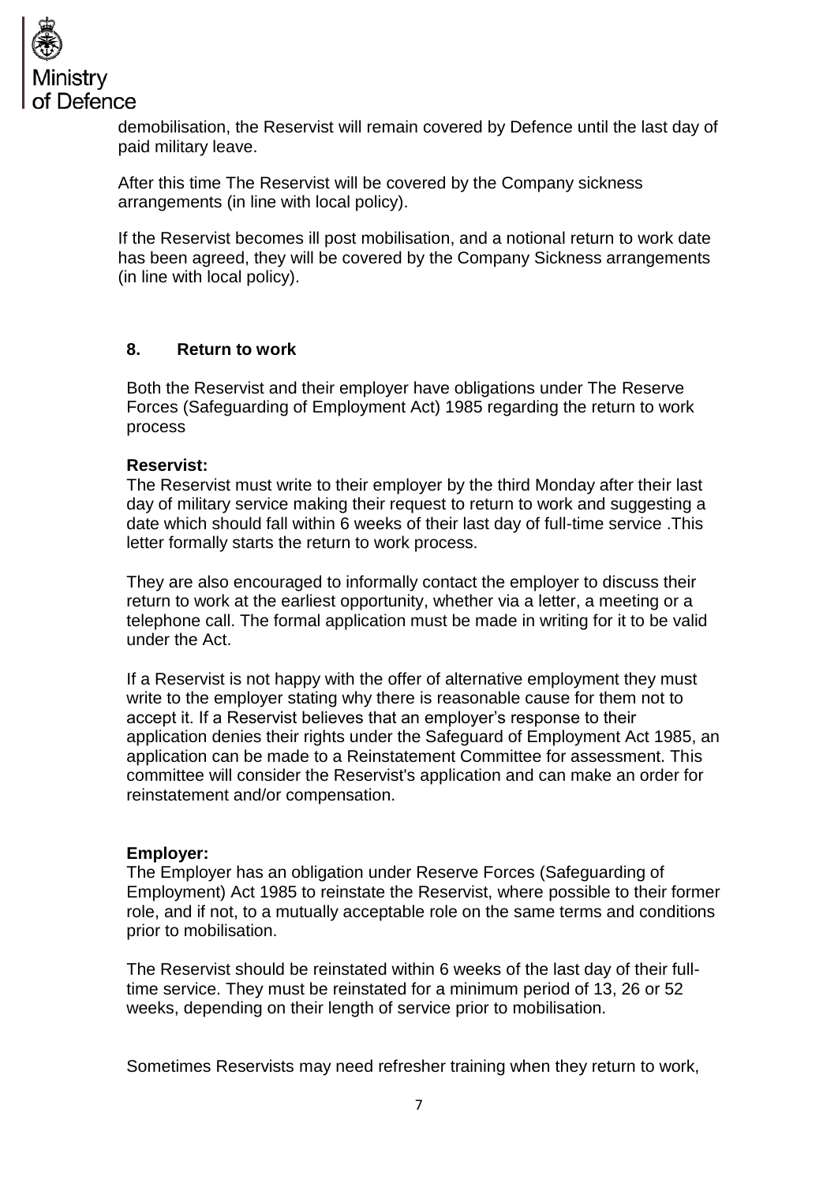demobilisation, the Reservist will remain covered by Defence until the last day of paid military leave.

After this time The Reservist will be covered by the Company sickness arrangements (in line with local policy).

If the Reservist becomes ill post mobilisation, and a notional return to work date has been agreed, they will be covered by the Company Sickness arrangements (in line with local policy).

## 8. Return to work

Both the Reservist and their employer have obligations under The Reserve Forces (Safeguarding of Employment Act) 1985 regarding the return to work process

**Reservist:**
The Reservist must write to their employer by the third Monday after their last day of military service making their request to return to work and suggesting a date which should fall within 6 weeks of their last day of full-time service .This letter formally starts the return to work process.

They are also encouraged to informally contact the employer to discuss their return to work at the earliest opportunity, whether via a letter, a meeting or a telephone call. The formal application must be made in writing for it to be valid under the Act.

If a Reservist is not happy with the offer of alternative employment they must write to the employer stating why there is reasonable cause for them not to accept it. If a Reservist believes that an employer's response to their application denies their rights under the Safeguard of Employment Act 1985, an application can be made to a Reinstatement Committee for assessment. This committee will consider the Reservist's application and can make an order for reinstatement and/or compensation.

**Employer:**
The Employer has an obligation under Reserve Forces (Safeguarding of Employment) Act 1985 to reinstate the Reservist, where possible to their former role, and if not, to a mutually acceptable role on the same terms and conditions prior to mobilisation.

The Reservist should be reinstated within 6 weeks of the last day of their full-time service. They must be reinstated for a minimum period of 13, 26 or 52 weeks, depending on their length of service prior to mobilisation.

Sometimes Reservists may need refresher training when they return to work,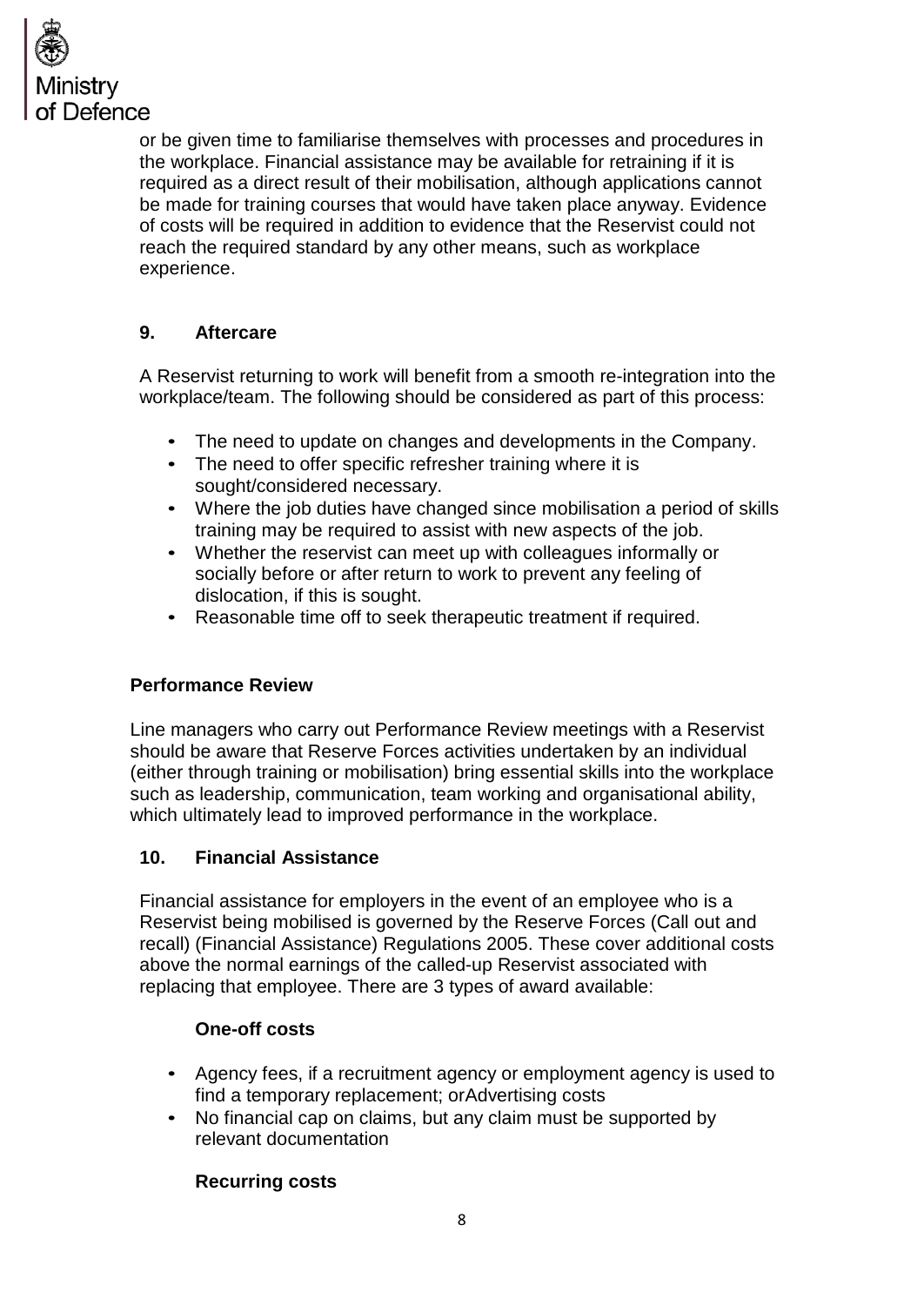or be given time to familiarise themselves with processes and procedures in the workplace. Financial assistance may be available for retraining if it is required as a direct result of their mobilisation, although applications cannot be made for training courses that would have taken place anyway. Evidence of costs will be required in addition to evidence that the Reservist could not reach the required standard by any other means, such as workplace experience.

## 9. Aftercare

A Reservist returning to work will benefit from a smooth re-integration into the workplace/team. The following should be considered as part of this process:

- The need to update on changes and developments in the Company.
- The need to offer specific refresher training where it is sought/considered necessary.
- Where the job duties have changed since mobilisation a period of skills training may be required to assist with new aspects of the job.
- Whether the reservist can meet up with colleagues informally or socially before or after return to work to prevent any feeling of dislocation, if this is sought.
- Reasonable time off to seek therapeutic treatment if required.

### Performance Review

Line managers who carry out Performance Review meetings with a Reservist should be aware that Reserve Forces activities undertaken by an individual (either through training or mobilisation) bring essential skills into the workplace such as leadership, communication, team working and organisational ability, which ultimately lead to improved performance in the workplace.

## 10. Financial Assistance

Financial assistance for employers in the event of an employee who is a Reservist being mobilised is governed by the Reserve Forces (Call out and recall) (Financial Assistance) Regulations 2005. These cover additional costs above the normal earnings of the called-up Reservist associated with replacing that employee. There are 3 types of award available:

### One-off costs

- Agency fees, if a recruitment agency or employment agency is used to find a temporary replacement; orAdvertising costs
- No financial cap on claims, but any claim must be supported by relevant documentation

### Recurring costs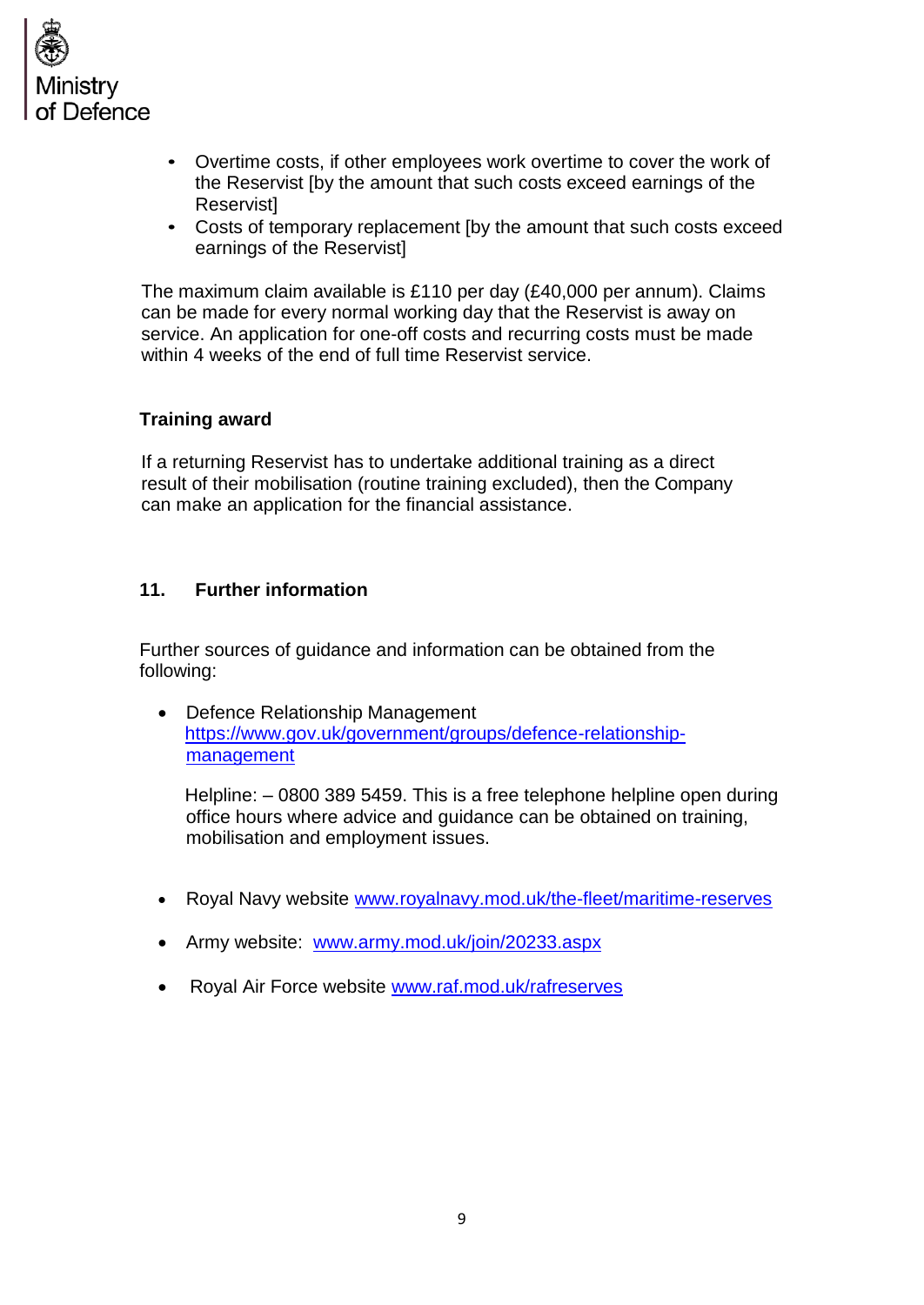- Overtime costs, if other employees work overtime to cover the work of the Reservist [by the amount that such costs exceed earnings of the Reservist]
- Costs of temporary replacement [by the amount that such costs exceed earnings of the Reservist]

The maximum claim available is £110 per day (£40,000 per annum). Claims can be made for every normal working day that the Reservist is away on service. An application for one-off costs and recurring costs must be made within 4 weeks of the end of full time Reservist service.

**Training award**

If a returning Reservist has to undertake additional training as a direct result of their mobilisation (routine training excluded), then the Company can make an application for the financial assistance.

## 11. Further information

Further sources of guidance and information can be obtained from the following:

- Defence Relationship Management https://www.gov.uk/government/groups/defence-relationship-management

  Helpline: – 0800 389 5459. This is a free telephone helpline open during office hours where advice and guidance can be obtained on training, mobilisation and employment issues.

- Royal Navy website www.royalnavy.mod.uk/the-fleet/maritime-reserves
- Army website: www.army.mod.uk/join/20233.aspx
- Royal Air Force website www.raf.mod.uk/rafreserves